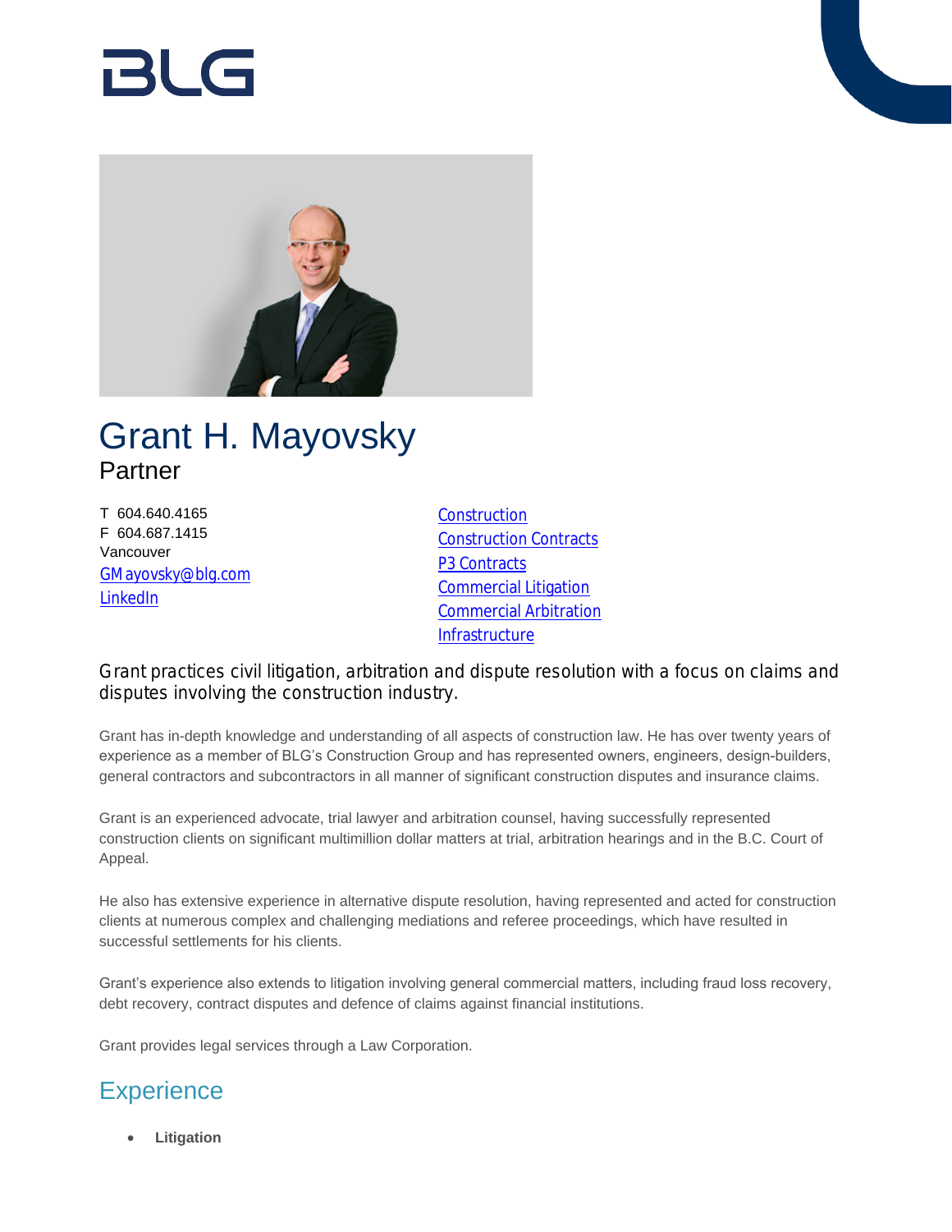BLG

# Grant H. Mayovsky

Partner

T 604.640.4165
F 604.687.1415
Vancouver
GMayovsky@blg.com
LinkedIn

Construction
Construction Contracts
P3 Contracts
Commercial Litigation
Commercial Arbitration
Infrastructure

Grant practices civil litigation, arbitration and dispute resolution with a focus on claims and disputes involving the construction industry.

Grant has in-depth knowledge and understanding of all aspects of construction law. He has over twenty years of experience as a member of BLG's Construction Group and has represented owners, engineers, design-builders, general contractors and subcontractors in all manner of significant construction disputes and insurance claims.

Grant is an experienced advocate, trial lawyer and arbitration counsel, having successfully represented construction clients on significant multimillion dollar matters at trial, arbitration hearings and in the B.C. Court of Appeal.

He also has extensive experience in alternative dispute resolution, having represented and acted for construction clients at numerous complex and challenging mediations and referee proceedings, which have resulted in successful settlements for his clients.

Grant's experience also extends to litigation involving general commercial matters, including fraud loss recovery, debt recovery, contract disputes and defence of claims against financial institutions.

Grant provides legal services through a Law Corporation.

## Experience

- **Litigation**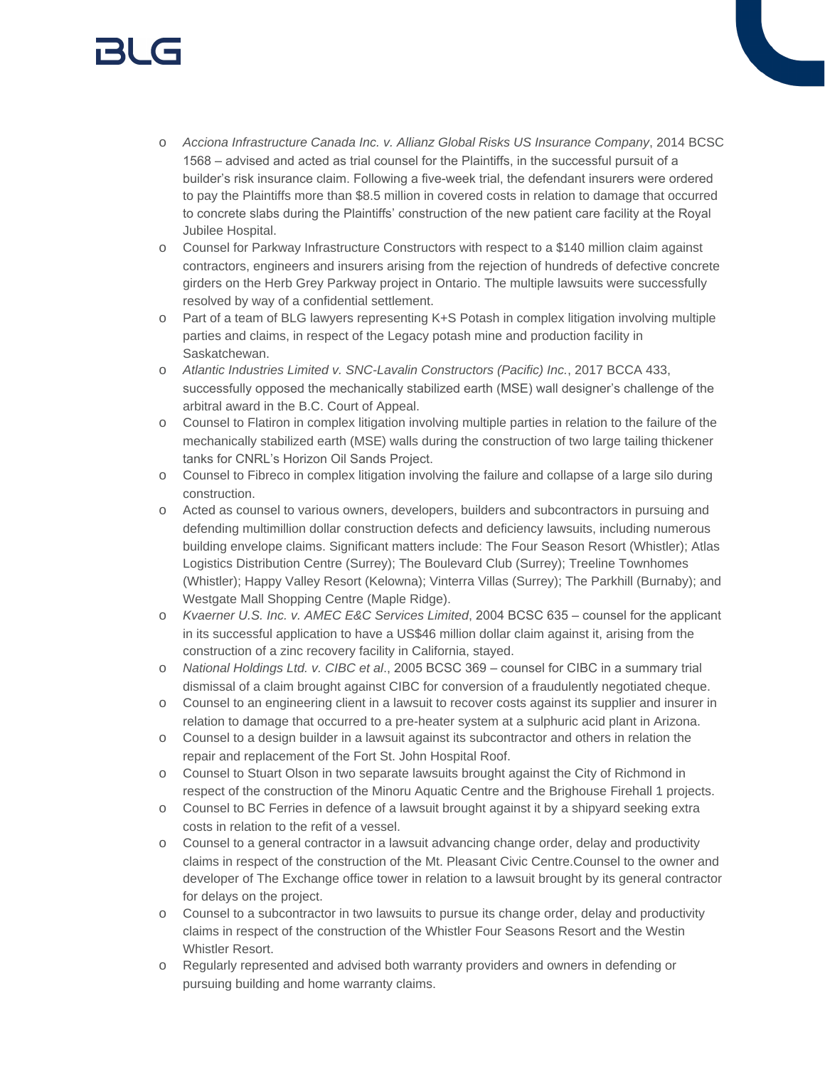- *Acciona Infrastructure Canada Inc. v. Allianz Global Risks US Insurance Company*, 2014 BCSC 1568 – advised and acted as trial counsel for the Plaintiffs, in the successful pursuit of a builder's risk insurance claim. Following a five-week trial, the defendant insurers were ordered to pay the Plaintiffs more than $8.5 million in covered costs in relation to damage that occurred to concrete slabs during the Plaintiffs' construction of the new patient care facility at the Royal Jubilee Hospital.
- Counsel for Parkway Infrastructure Constructors with respect to a $140 million claim against contractors, engineers and insurers arising from the rejection of hundreds of defective concrete girders on the Herb Grey Parkway project in Ontario. The multiple lawsuits were successfully resolved by way of a confidential settlement.
- Part of a team of BLG lawyers representing K+S Potash in complex litigation involving multiple parties and claims, in respect of the Legacy potash mine and production facility in Saskatchewan.
- *Atlantic Industries Limited v. SNC-Lavalin Constructors (Pacific) Inc.*, 2017 BCCA 433, successfully opposed the mechanically stabilized earth (MSE) wall designer's challenge of the arbitral award in the B.C. Court of Appeal.
- Counsel to Flatiron in complex litigation involving multiple parties in relation to the failure of the mechanically stabilized earth (MSE) walls during the construction of two large tailing thickener tanks for CNRL's Horizon Oil Sands Project.
- Counsel to Fibreco in complex litigation involving the failure and collapse of a large silo during construction.
- Acted as counsel to various owners, developers, builders and subcontractors in pursuing and defending multimillion dollar construction defects and deficiency lawsuits, including numerous building envelope claims. Significant matters include: The Four Season Resort (Whistler); Atlas Logistics Distribution Centre (Surrey); The Boulevard Club (Surrey); Treeline Townhomes (Whistler); Happy Valley Resort (Kelowna); Vinterra Villas (Surrey); The Parkhill (Burnaby); and Westgate Mall Shopping Centre (Maple Ridge).
- *Kvaerner U.S. Inc. v. AMEC E&C Services Limited*, 2004 BCSC 635 – counsel for the applicant in its successful application to have a US$46 million dollar claim against it, arising from the construction of a zinc recovery facility in California, stayed.
- *National Holdings Ltd. v. CIBC et al*., 2005 BCSC 369 – counsel for CIBC in a summary trial dismissal of a claim brought against CIBC for conversion of a fraudulently negotiated cheque.
- Counsel to an engineering client in a lawsuit to recover costs against its supplier and insurer in relation to damage that occurred to a pre-heater system at a sulphuric acid plant in Arizona.
- Counsel to a design builder in a lawsuit against its subcontractor and others in relation the repair and replacement of the Fort St. John Hospital Roof.
- Counsel to Stuart Olson in two separate lawsuits brought against the City of Richmond in respect of the construction of the Minoru Aquatic Centre and the Brighouse Firehall 1 projects.
- Counsel to BC Ferries in defence of a lawsuit brought against it by a shipyard seeking extra costs in relation to the refit of a vessel.
- Counsel to a general contractor in a lawsuit advancing change order, delay and productivity claims in respect of the construction of the Mt. Pleasant Civic Centre.Counsel to the owner and developer of The Exchange office tower in relation to a lawsuit brought by its general contractor for delays on the project.
- Counsel to a subcontractor in two lawsuits to pursue its change order, delay and productivity claims in respect of the construction of the Whistler Four Seasons Resort and the Westin Whistler Resort.
- Regularly represented and advised both warranty providers and owners in defending or pursuing building and home warranty claims.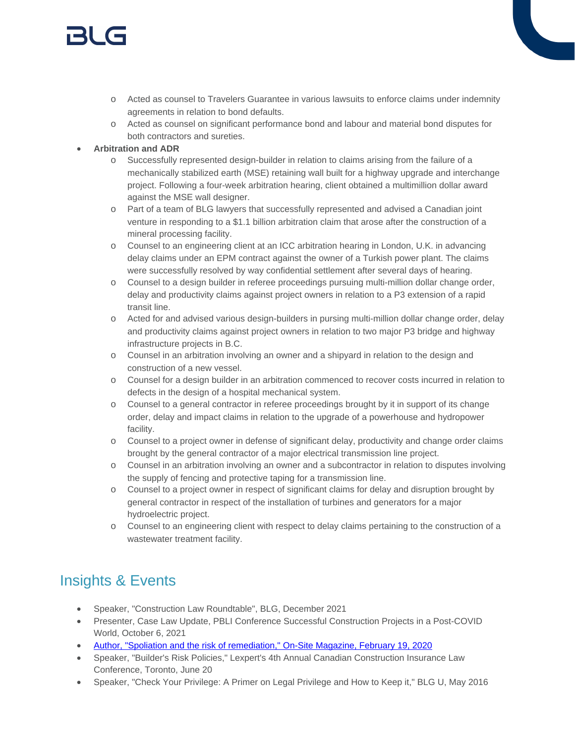- Acted as counsel to Travelers Guarantee in various lawsuits to enforce claims under indemnity agreements in relation to bond defaults.
  - Acted as counsel on significant performance bond and labour and material bond disputes for both contractors and sureties.
- **Arbitration and ADR**
  - Successfully represented design-builder in relation to claims arising from the failure of a mechanically stabilized earth (MSE) retaining wall built for a highway upgrade and interchange project. Following a four-week arbitration hearing, client obtained a multimillion dollar award against the MSE wall designer.
  - Part of a team of BLG lawyers that successfully represented and advised a Canadian joint venture in responding to a $1.1 billion arbitration claim that arose after the construction of a mineral processing facility.
  - Counsel to an engineering client at an ICC arbitration hearing in London, U.K. in advancing delay claims under an EPM contract against the owner of a Turkish power plant. The claims were successfully resolved by way confidential settlement after several days of hearing.
  - Counsel to a design builder in referee proceedings pursuing multi-million dollar change order, delay and productivity claims against project owners in relation to a P3 extension of a rapid transit line.
  - Acted for and advised various design-builders in pursing multi-million dollar change order, delay and productivity claims against project owners in relation to two major P3 bridge and highway infrastructure projects in B.C.
  - Counsel in an arbitration involving an owner and a shipyard in relation to the design and construction of a new vessel.
  - Counsel for a design builder in an arbitration commenced to recover costs incurred in relation to defects in the design of a hospital mechanical system.
  - Counsel to a general contractor in referee proceedings brought by it in support of its change order, delay and impact claims in relation to the upgrade of a powerhouse and hydropower facility.
  - Counsel to a project owner in defense of significant delay, productivity and change order claims brought by the general contractor of a major electrical transmission line project.
  - Counsel in an arbitration involving an owner and a subcontractor in relation to disputes involving the supply of fencing and protective taping for a transmission line.
  - Counsel to a project owner in respect of significant claims for delay and disruption brought by general contractor in respect of the installation of turbines and generators for a major hydroelectric project.
  - Counsel to an engineering client with respect to delay claims pertaining to the construction of a wastewater treatment facility.

## Insights & Events

- Speaker, "Construction Law Roundtable", BLG, December 2021
- Presenter, Case Law Update, PBLI Conference Successful Construction Projects in a Post-COVID World, October 6, 2021
- Author, "Spoliation and the risk of remediation," On-Site Magazine, February 19, 2020
- Speaker, "Builder's Risk Policies," Lexpert's 4th Annual Canadian Construction Insurance Law Conference, Toronto, June 20
- Speaker, "Check Your Privilege: A Primer on Legal Privilege and How to Keep it," BLG U, May 2016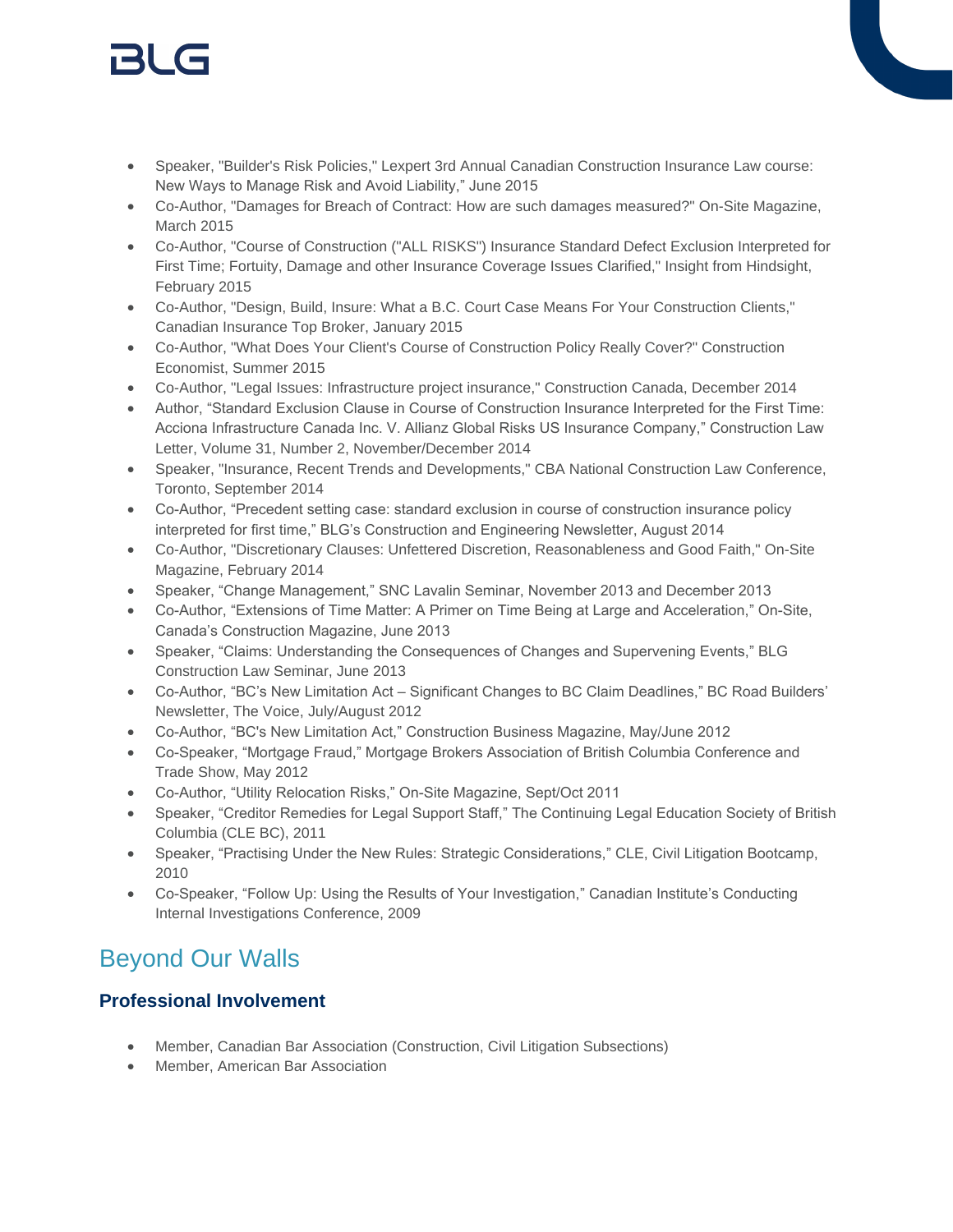- Speaker, "Builder's Risk Policies," Lexpert 3rd Annual Canadian Construction Insurance Law course: New Ways to Manage Risk and Avoid Liability," June 2015
- Co-Author, "Damages for Breach of Contract: How are such damages measured?" On-Site Magazine, March 2015
- Co-Author, "Course of Construction ("ALL RISKS") Insurance Standard Defect Exclusion Interpreted for First Time; Fortuity, Damage and other Insurance Coverage Issues Clarified," Insight from Hindsight, February 2015
- Co-Author, "Design, Build, Insure: What a B.C. Court Case Means For Your Construction Clients," Canadian Insurance Top Broker, January 2015
- Co-Author, "What Does Your Client's Course of Construction Policy Really Cover?" Construction Economist, Summer 2015
- Co-Author, "Legal Issues: Infrastructure project insurance," Construction Canada, December 2014
- Author, "Standard Exclusion Clause in Course of Construction Insurance Interpreted for the First Time: Acciona Infrastructure Canada Inc. V. Allianz Global Risks US Insurance Company," Construction Law Letter, Volume 31, Number 2, November/December 2014
- Speaker, "Insurance, Recent Trends and Developments," CBA National Construction Law Conference, Toronto, September 2014
- Co-Author, "Precedent setting case: standard exclusion in course of construction insurance policy interpreted for first time," BLG's Construction and Engineering Newsletter, August 2014
- Co-Author, "Discretionary Clauses: Unfettered Discretion, Reasonableness and Good Faith," On-Site Magazine, February 2014
- Speaker, "Change Management," SNC Lavalin Seminar, November 2013 and December 2013
- Co-Author, "Extensions of Time Matter: A Primer on Time Being at Large and Acceleration," On-Site, Canada's Construction Magazine, June 2013
- Speaker, "Claims: Understanding the Consequences of Changes and Supervening Events," BLG Construction Law Seminar, June 2013
- Co-Author, "BC's New Limitation Act – Significant Changes to BC Claim Deadlines," BC Road Builders' Newsletter, The Voice, July/August 2012
- Co-Author, "BC's New Limitation Act," Construction Business Magazine, May/June 2012
- Co-Speaker, "Mortgage Fraud," Mortgage Brokers Association of British Columbia Conference and Trade Show, May 2012
- Co-Author, "Utility Relocation Risks," On-Site Magazine, Sept/Oct 2011
- Speaker, "Creditor Remedies for Legal Support Staff," The Continuing Legal Education Society of British Columbia (CLE BC), 2011
- Speaker, "Practising Under the New Rules: Strategic Considerations," CLE, Civil Litigation Bootcamp, 2010
- Co-Speaker, "Follow Up: Using the Results of Your Investigation," Canadian Institute's Conducting Internal Investigations Conference, 2009

## Beyond Our Walls

### Professional Involvement

- Member, Canadian Bar Association (Construction, Civil Litigation Subsections)
- Member, American Bar Association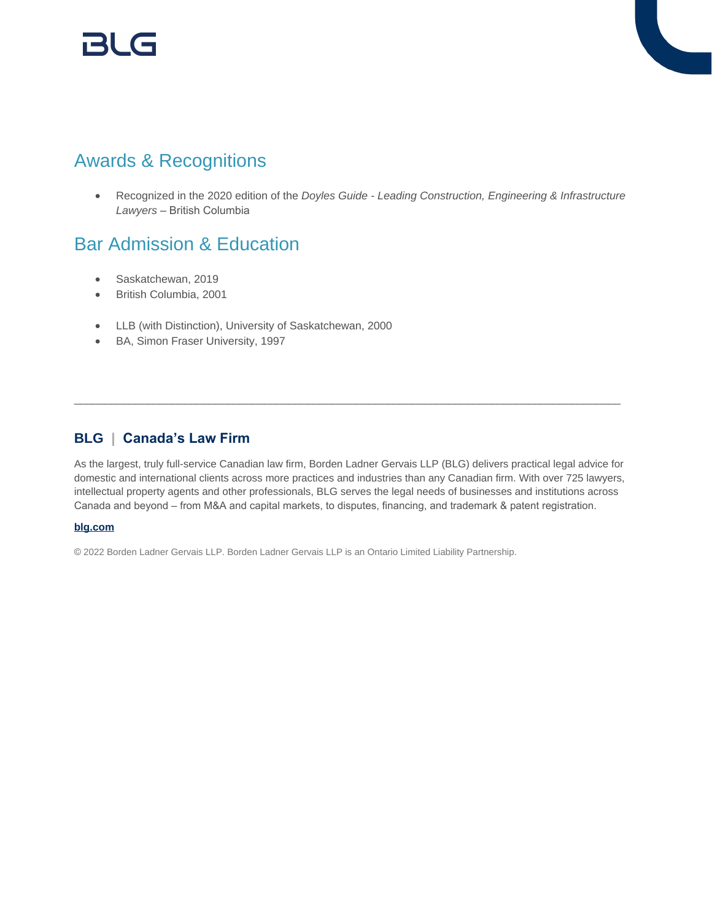## Awards & Recognitions

- Recognized in the 2020 edition of the *Doyles Guide - Leading Construction, Engineering & Infrastructure Lawyers* – British Columbia

## Bar Admission & Education

- Saskatchewan, 2019
- British Columbia, 2001

- LLB (with Distinction), University of Saskatchewan, 2000
- BA, Simon Fraser University, 1997

---

### BLG | Canada's Law Firm

As the largest, truly full-service Canadian law firm, Borden Ladner Gervais LLP (BLG) delivers practical legal advice for domestic and international clients across more practices and industries than any Canadian firm. With over 725 lawyers, intellectual property agents and other professionals, BLG serves the legal needs of businesses and institutions across Canada and beyond – from M&A and capital markets, to disputes, financing, and trademark & patent registration.

**blg.com**

© 2022 Borden Ladner Gervais LLP. Borden Ladner Gervais LLP is an Ontario Limited Liability Partnership.